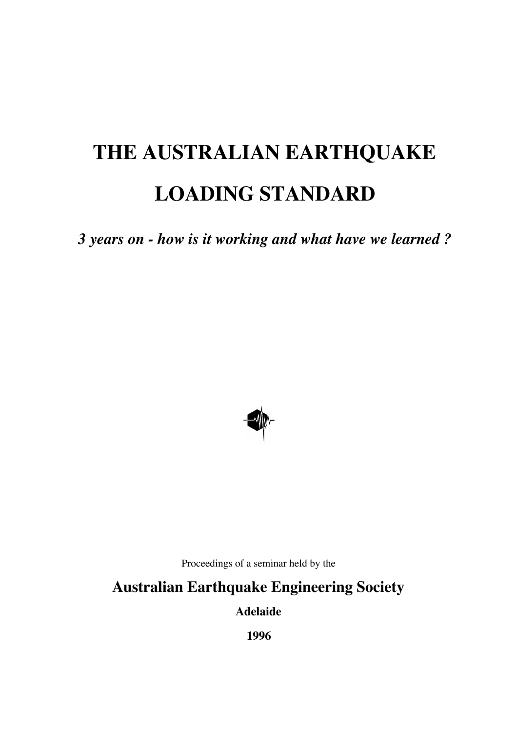# THE AUSTRALIAN EARTHQUAKE LOADING STANDARD

***3 years on - how is it working and what have we learned ?***

Proceedings of a seminar held by the

**Australian Earthquake Engineering Society**

**Adelaide**

**1996**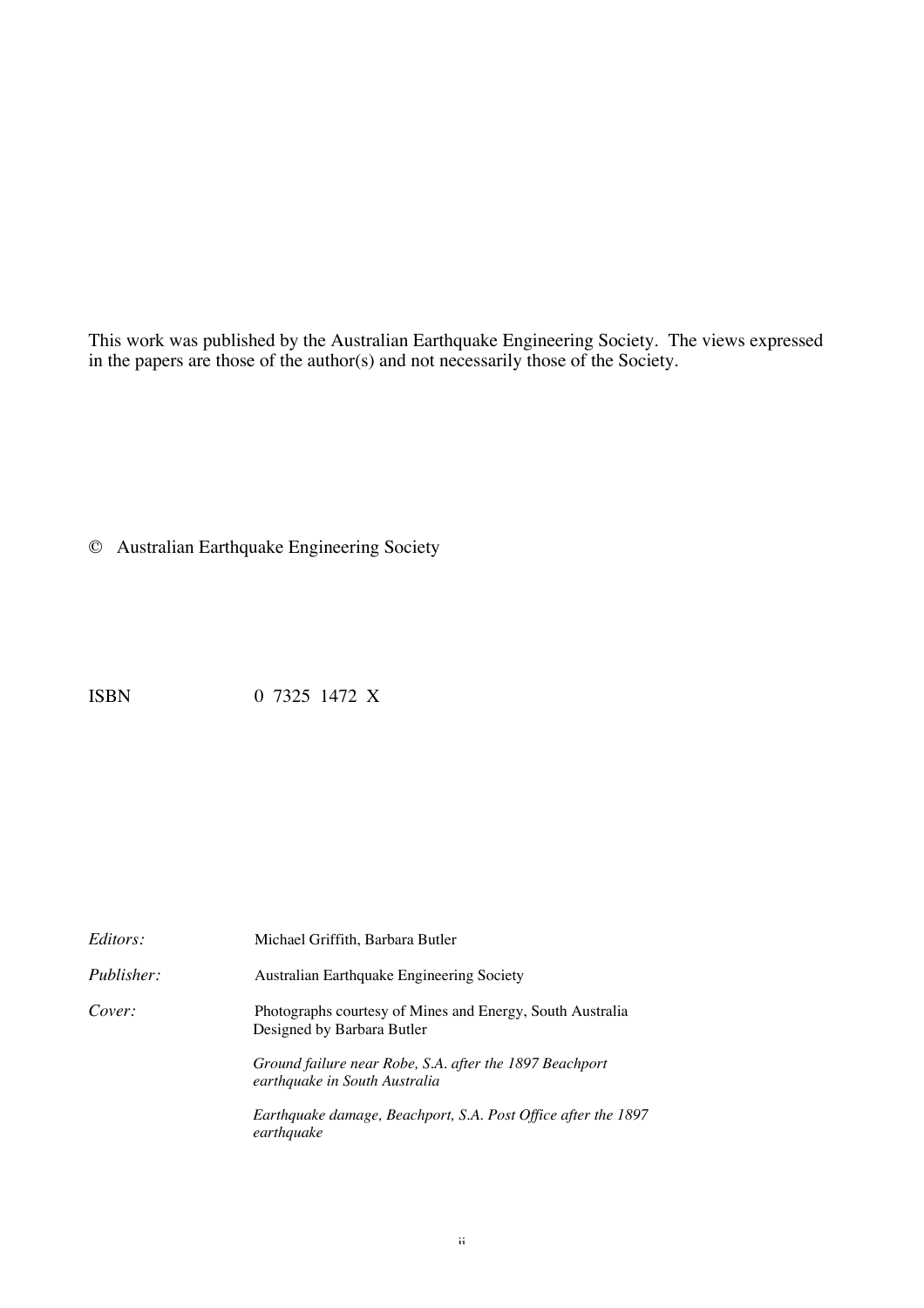This work was published by the Australian Earthquake Engineering Society. The views expressed in the papers are those of the author(s) and not necessarily those of the Society.

© Australian Earthquake Engineering Society

ISBN 0 7325 1472 X

*Editors:* Michael Griffith, Barbara Butler

*Publisher:* Australian Earthquake Engineering Society

*Cover:* Photographs courtesy of Mines and Energy, South Australia
Designed by Barbara Butler

*Ground failure near Robe, S.A. after the 1897 Beachport earthquake in South Australia*

*Earthquake damage, Beachport, S.A. Post Office after the 1897 earthquake*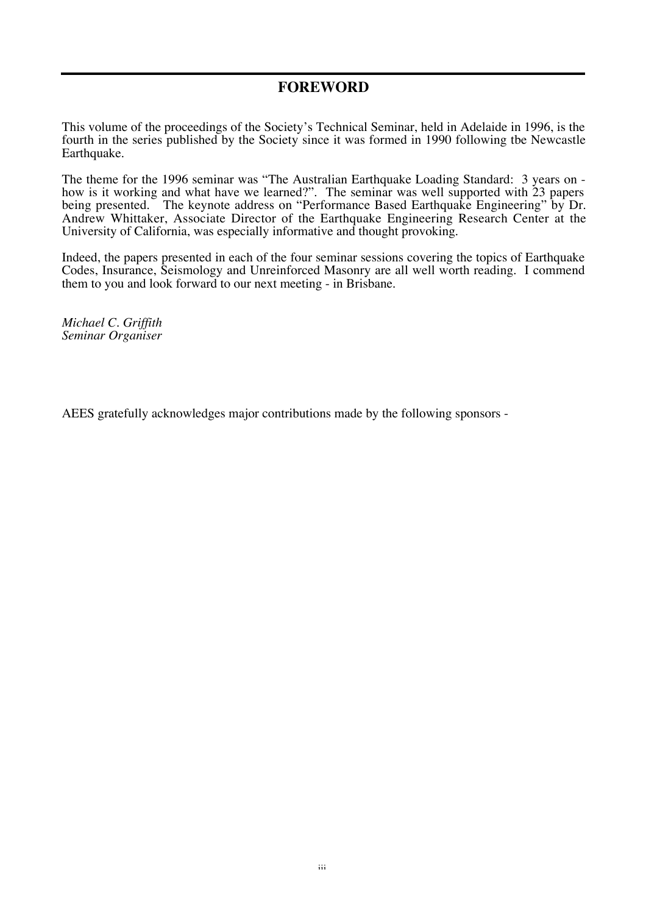# FOREWORD

This volume of the proceedings of the Society's Technical Seminar, held in Adelaide in 1996, is the fourth in the series published by the Society since it was formed in 1990 following tbe Newcastle Earthquake.

The theme for the 1996 seminar was "The Australian Earthquake Loading Standard: 3 years on - how is it working and what have we learned?". The seminar was well supported with 23 papers being presented. The keynote address on "Performance Based Earthquake Engineering" by Dr. Andrew Whittaker, Associate Director of the Earthquake Engineering Research Center at the University of California, was especially informative and thought provoking.

Indeed, the papers presented in each of the four seminar sessions covering the topics of Earthquake Codes, Insurance, Seismology and Unreinforced Masonry are all well worth reading. I commend them to you and look forward to our next meeting - in Brisbane.

*Michael C. Griffith*
*Seminar Organiser*

AEES gratefully acknowledges major contributions made by the following sponsors -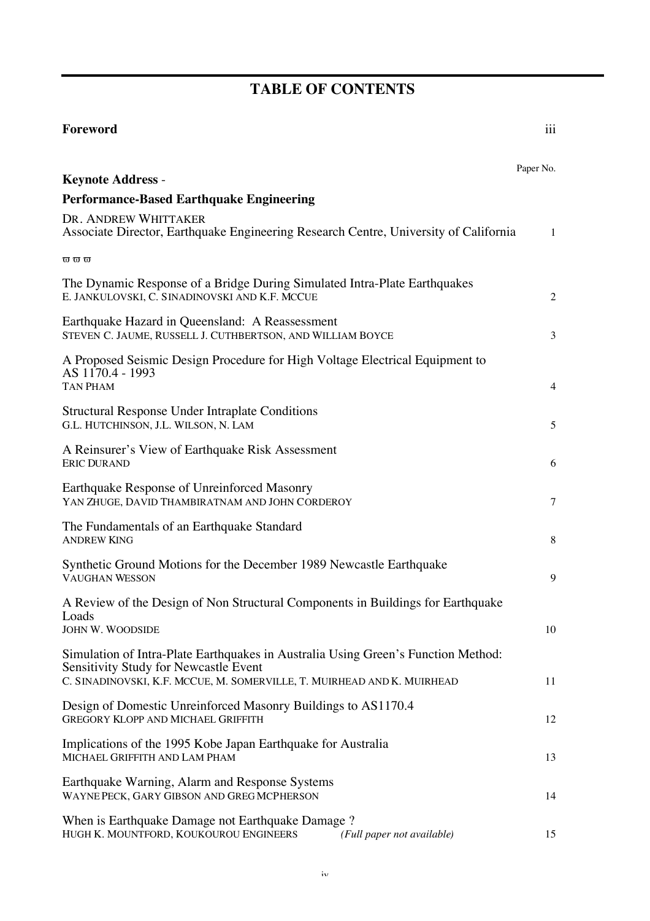# TABLE OF CONTENTS

| | |
|---|---|
| **Foreword** | iii |
| | Paper No. |
| **Keynote Address** - **Performance-Based Earthquake Engineering** | |
| DR. ANDREW WHITTAKER<br>Associate Director, Earthquake Engineering Research Centre, University of California | 1 |
| ϖ ϖ ϖ | |
| The Dynamic Response of a Bridge During Simulated Intra-Plate Earthquakes<br>E. JANKULOVSKI, C. SINADINOVSKI AND K.F. MCCUE | 2 |
| Earthquake Hazard in Queensland: A Reassessment<br>STEVEN C. JAUME, RUSSELL J. CUTHBERTSON, AND WILLIAM BOYCE | 3 |
| A Proposed Seismic Design Procedure for High Voltage Electrical Equipment to AS 1170.4 - 1993<br>TAN PHAM | 4 |
| Structural Response Under Intraplate Conditions<br>G.L. HUTCHINSON, J.L. WILSON, N. LAM | 5 |
| A Reinsurer's View of Earthquake Risk Assessment<br>ERIC DURAND | 6 |
| Earthquake Response of Unreinforced Masonry<br>YAN ZHUGE, DAVID THAMBIRATNAM AND JOHN CORDEROY | 7 |
| The Fundamentals of an Earthquake Standard<br>ANDREW KING | 8 |
| Synthetic Ground Motions for the December 1989 Newcastle Earthquake<br>VAUGHAN WESSON | 9 |
| A Review of the Design of Non Structural Components in Buildings for Earthquake Loads<br>JOHN W. WOODSIDE | 10 |
| Simulation of Intra-Plate Earthquakes in Australia Using Green's Function Method: Sensitivity Study for Newcastle Event<br>C. SINADINOVSKI, K.F. MCCUE, M. SOMERVILLE, T. MUIRHEAD AND K. MUIRHEAD | 11 |
| Design of Domestic Unreinforced Masonry Buildings to AS1170.4<br>GREGORY KLOPP AND MICHAEL GRIFFITH | 12 |
| Implications of the 1995 Kobe Japan Earthquake for Australia<br>MICHAEL GRIFFITH AND LAM PHAM | 13 |
| Earthquake Warning, Alarm and Response Systems<br>WAYNE PECK, GARY GIBSON AND GREG MCPHERSON | 14 |
| When is Earthquake Damage not Earthquake Damage ?<br>HUGH K. MOUNTFORD, KOUKOUROU ENGINEERS *(Full paper not available)* | 15 |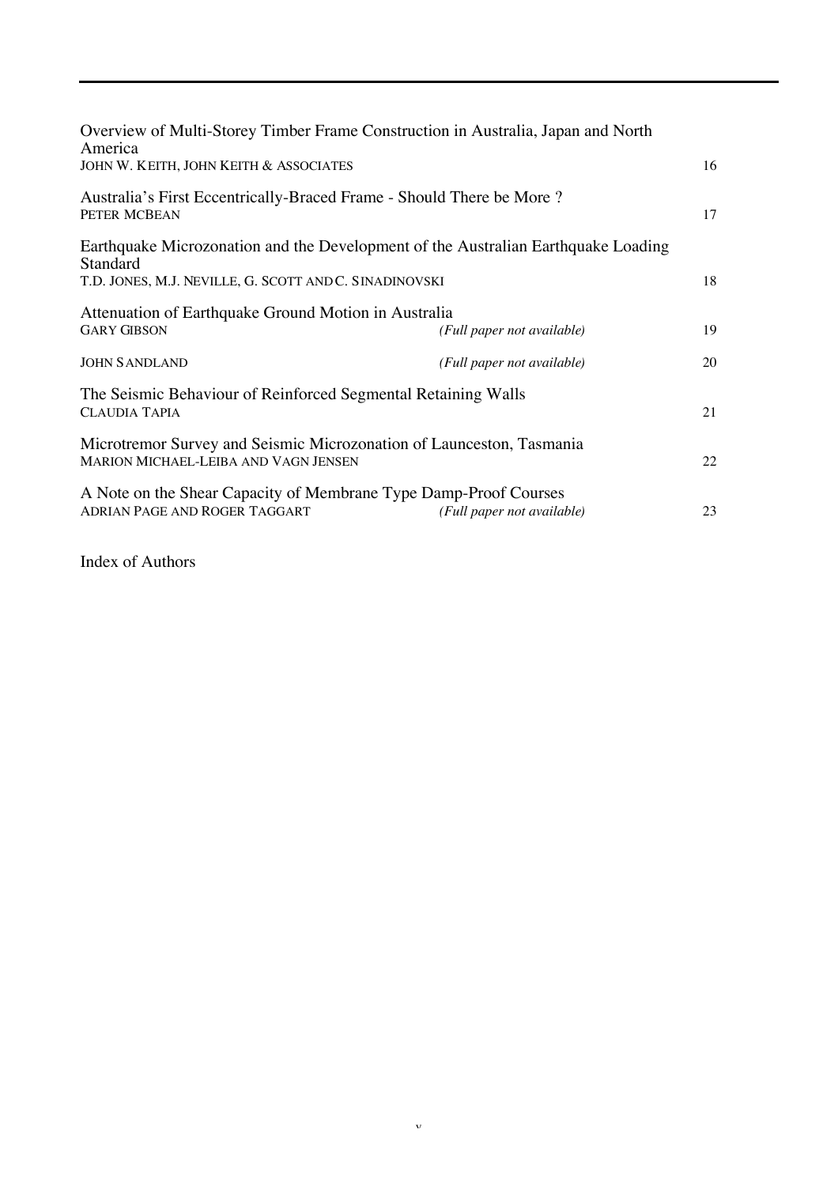Overview of Multi-Storey Timber Frame Construction in Australia, Japan and North America
JOHN W. KEITH, JOHN KEITH & ASSOCIATES 16

Australia's First Eccentrically-Braced Frame - Should There be More ?
PETER MCBEAN 17

Earthquake Microzonation and the Development of the Australian Earthquake Loading Standard
T.D. JONES, M.J. NEVILLE, G. SCOTT AND C. SINADINOVSKI 18

Attenuation of Earthquake Ground Motion in Australia
GARY GIBSON *(Full paper not available)* 19

JOHN SANDLAND *(Full paper not available)* 20

The Seismic Behaviour of Reinforced Segmental Retaining Walls
CLAUDIA TAPIA 21

Microtremor Survey and Seismic Microzonation of Launceston, Tasmania
MARION MICHAEL-LEIBA AND VAGN JENSEN 22

A Note on the Shear Capacity of Membrane Type Damp-Proof Courses
ADRIAN PAGE AND ROGER TAGGART *(Full paper not available)* 23

Index of Authors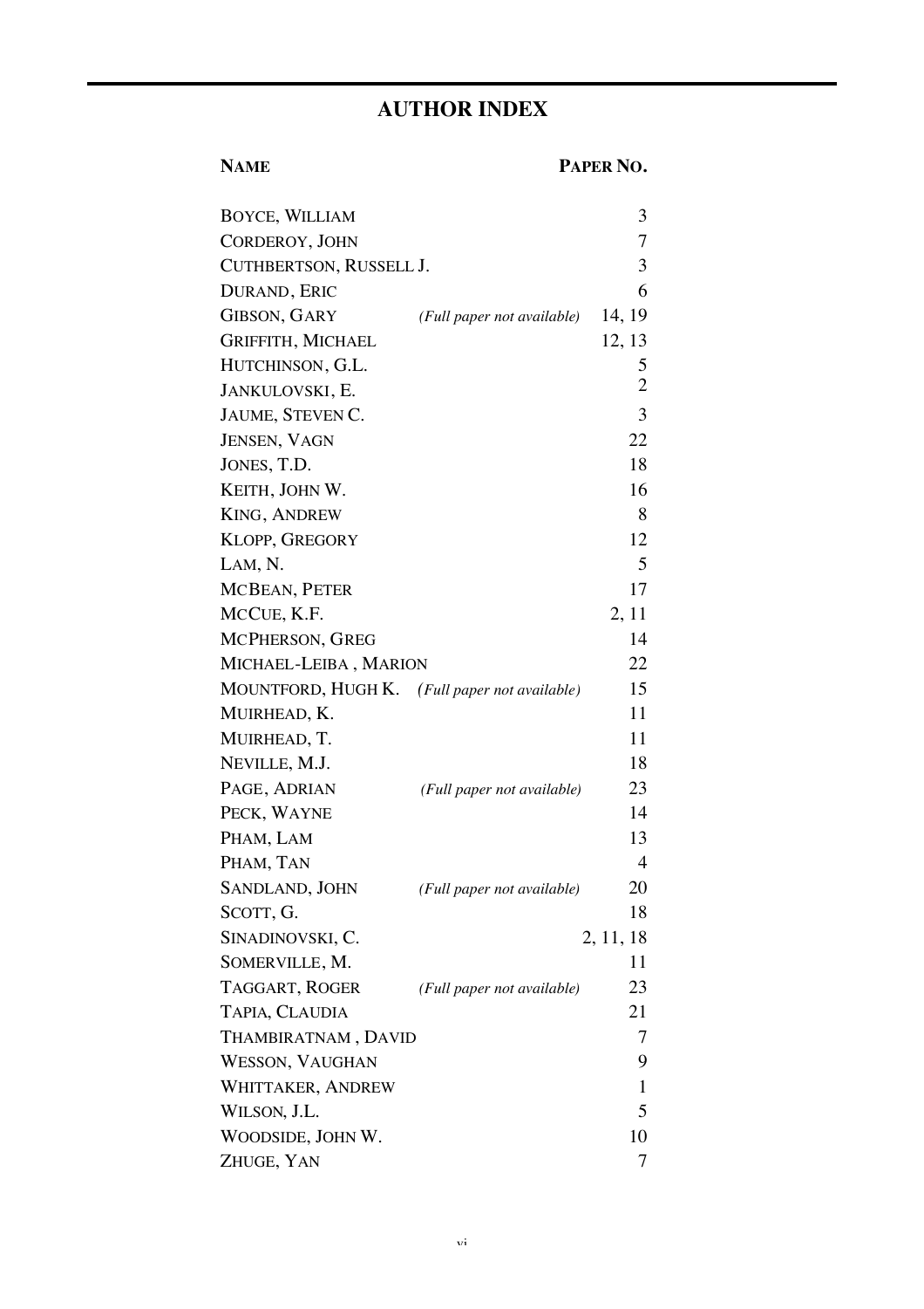# AUTHOR INDEX

| NAME | | PAPER NO. |
|---|---|---|
| BOYCE, WILLIAM | | 3 |
| CORDEROY, JOHN | | 7 |
| CUTHBERTSON, RUSSELL J. | | 3 |
| DURAND, ERIC | | 6 |
| GIBSON, GARY | *(Full paper not available)* | 14, 19 |
| GRIFFITH, MICHAEL | | 12, 13 |
| HUTCHINSON, G.L. | | 5 |
| JANKULOVSKI, E. | | 2 |
| JAUME, STEVEN C. | | 3 |
| JENSEN, VAGN | | 22 |
| JONES, T.D. | | 18 |
| KEITH, JOHN W. | | 16 |
| KING, ANDREW | | 8 |
| KLOPP, GREGORY | | 12 |
| LAM, N. | | 5 |
| MCBEAN, PETER | | 17 |
| MCCUE, K.F. | | 2, 11 |
| MCPHERSON, GREG | | 14 |
| MICHAEL-LEIBA , MARION | | 22 |
| MOUNTFORD, HUGH K. | *(Full paper not available)* | 15 |
| MUIRHEAD, K. | | 11 |
| MUIRHEAD, T. | | 11 |
| NEVILLE, M.J. | | 18 |
| PAGE, ADRIAN | *(Full paper not available)* | 23 |
| PECK, WAYNE | | 14 |
| PHAM, LAM | | 13 |
| PHAM, TAN | | 4 |
| SANDLAND, JOHN | *(Full paper not available)* | 20 |
| SCOTT, G. | | 18 |
| SINADINOVSKI, C. | | 2, 11, 18 |
| SOMERVILLE, M. | | 11 |
| TAGGART, ROGER | *(Full paper not available)* | 23 |
| TAPIA, CLAUDIA | | 21 |
| THAMBIRATNAM , DAVID | | 7 |
| WESSON, VAUGHAN | | 9 |
| WHITTAKER, ANDREW | | 1 |
| WILSON, J.L. | | 5 |
| WOODSIDE, JOHN W. | | 10 |
| ZHUGE, YAN | | 7 |